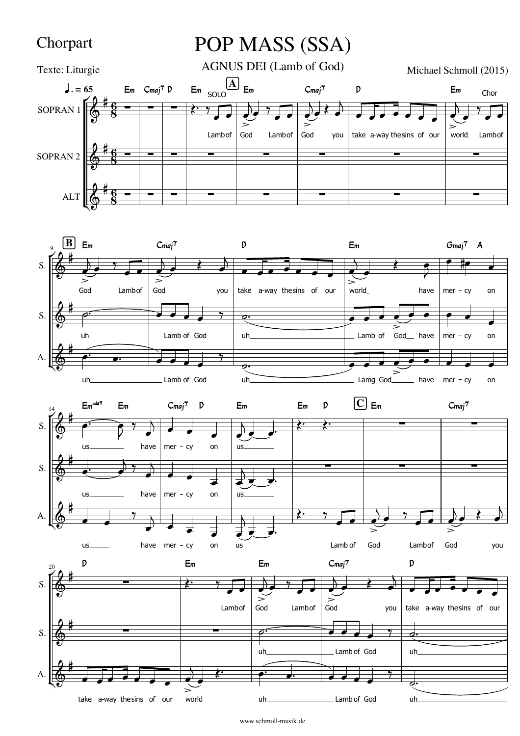Chorpart

# POP MASS (SSA)

AGNUS DEI (Lamb of God)

Texte: Liturgie

Michael Schmoll (2015)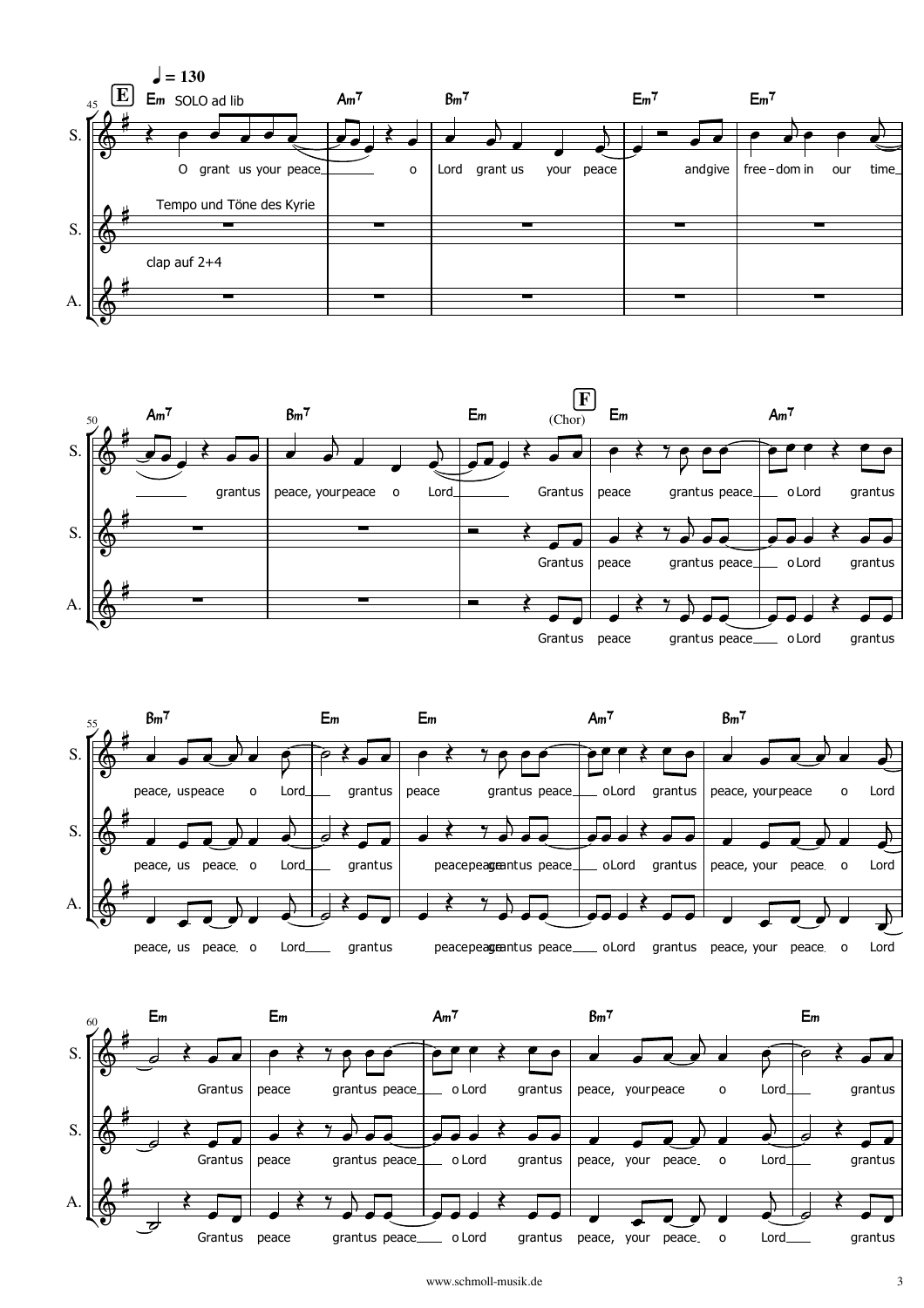♩ = 130

**E** Em SOLO ad lib

S.: O grant us your peace o Lord grant us your peace and give free – dom in our time grant us peace, your peace o Lord Grant us

S.: Tempo und Töne des Kyrie

A.: clap auf 2+4

**F** (Chor)

S.: peace grant us peace o Lord grant us peace, us peace o Lord grant us peace grant us peace o Lord grant us peace, your peace o Lord Grant us peace grant us peace o Lord grant us peace, your peace o Lord grant us

S.: Grant us peace grant us peace o Lord grant us peace, us peace o Lord grant us peace peace grant us peace o Lord grant us peace, your peace o Lord Grant us peace grant us peace o Lord grant us peace, your peace o Lord grant us

A.: Grant us peace grant us peace o Lord grant us peace, us peace o Lord grant us peace peace grant us peace o Lord grant us peace, your peace o Lord Grant us peace grant us peace o Lord grant us peace, your peace o Lord grant us

www.schmoll-musik.de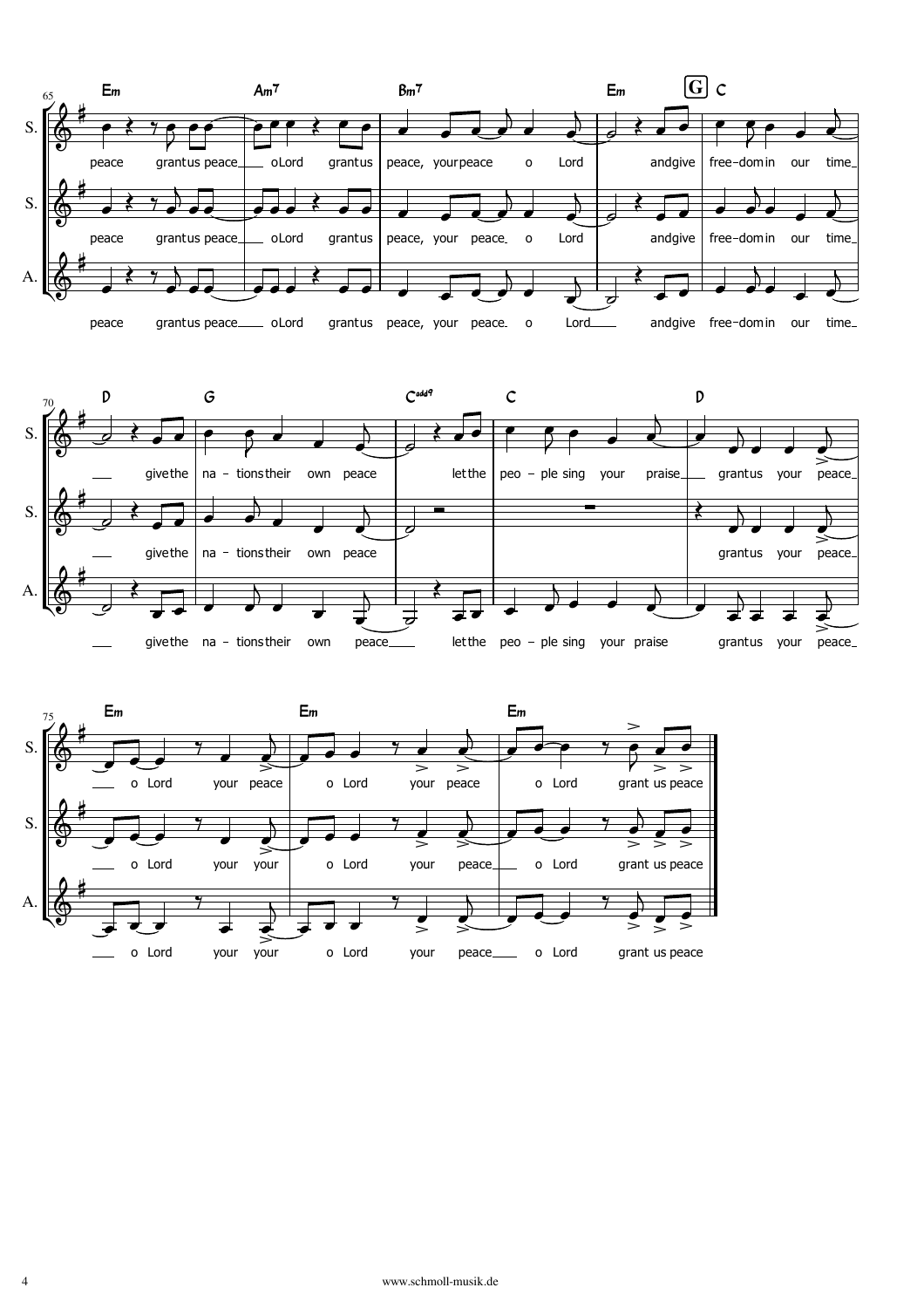**System 1 (mm. 65–69)**

Chords: Em | Am7 | Bm7 | Em | [G] C

S.: peace grant us peace o Lord grant us peace, your peace o Lord and give free-dom in our time

S.: peace grant us peace o Lord grant us peace, your peace o Lord and give free-dom in our time

A.: peace grant us peace o Lord grant us peace, your peace o Lord and give free-dom in our time

**System 2 (mm. 70–74)**

Chords: D | G | Cadd9 | C | D

S.: give the na – tions their own peace let the peo – ple sing your praise grant us your peace

S.: give the na – tions their own peace grant us your peace

A.: give the na – tions their own peace let the peo – ple sing your praise grant us your peace

**System 3 (mm. 75–77)**

Chords: Em | Em | Em

S.: o Lord your peace o Lord your peace o Lord grant us peace

S.: o Lord your your o Lord your peace o Lord grant us peace

A.: o Lord your your o Lord your peace o Lord grant us peace